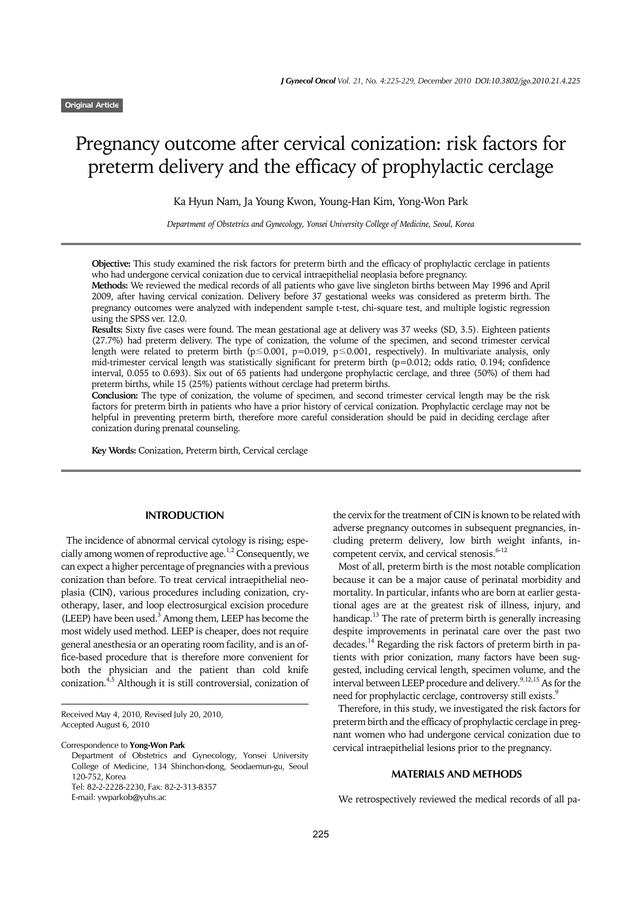Original Article

# Pregnancy outcome after cervical conization: risk factors for preterm delivery and the efficacy of prophylactic cerclage

Ka Hyun Nam, Ja Young Kwon, Young-Han Kim, Yong-Won Park

*Department of Obstetrics and Gynecology, Yonsei University College of Medicine, Seoul, Korea*

**Objective:** This study examined the risk factors for preterm birth and the efficacy of prophylactic cerclage in patients who had undergone cervical conization due to cervical intraepithelial neoplasia before pregnancy.

**Methods:** We reviewed the medical records of all patients who gave live singleton births between May 1996 and April 2009, after having cervical conization. Delivery before 37 gestational weeks was considered as preterm birth. The pregnancy outcomes were analyzed with independent sample t-test, chi-square test, and multiple logistic regression using the SPSS ver. 12.0.

**Results:** Sixty five cases were found. The mean gestational age at delivery was 37 weeks (SD, 3.5). Eighteen patients (27.7%) had preterm delivery. The type of conization, the volume of the specimen, and second trimester cervical length were related to preterm birth ($p\leq0.001$, $p=0.019$, $p\leq0.001$, respectively). In multivariate analysis, only mid-trimester cervical length was statistically significant for preterm birth ($p=0.012$; odds ratio, 0.194; confidence interval, 0.055 to 0.693). Six out of 65 patients had undergone prophylactic cerclage, and three (50%) of them had preterm births, while 15 (25%) patients without cerclage had preterm births.

**Conclusion:** The type of conization, the volume of specimen, and second trimester cervical length may be the risk factors for preterm birth in patients who have a prior history of cervical conization. Prophylactic cerclage may not be helpful in preventing preterm birth, therefore more careful consideration should be paid in deciding cerclage after conization during prenatal counseling.

**Key Words:** Conization, Preterm birth, Cervical cerclage

## INTRODUCTION

The incidence of abnormal cervical cytology is rising; especially among women of reproductive age.[1,2] Consequently, we can expect a higher percentage of pregnancies with a previous conization than before. To treat cervical intraepithelial neoplasia (CIN), various procedures including conization, cryotherapy, laser, and loop electrosurgical excision procedure (LEEP) have been used.[3] Among them, LEEP has become the most widely used method. LEEP is cheaper, does not require general anesthesia or an operating room facility, and is an office-based procedure that is therefore more convenient for both the physician and the patient than cold knife conization.[4,5] Although it is still controversial, conization of the cervix for the treatment of CIN is known to be related with adverse pregnancy outcomes in subsequent pregnancies, including preterm delivery, low birth weight infants, incompetent cervix, and cervical stenosis.[6-12]

Most of all, preterm birth is the most notable complication because it can be a major cause of perinatal morbidity and mortality. In particular, infants who are born at earlier gestational ages are at the greatest risk of illness, injury, and handicap.[13] The rate of preterm birth is generally increasing despite improvements in perinatal care over the past two decades.[14] Regarding the risk factors of preterm birth in patients with prior conization, many factors have been suggested, including cervical length, specimen volume, and the interval between LEEP procedure and delivery.[9,12,15] As for the need for prophylactic cerclage, controversy still exists.[9]

Therefore, in this study, we investigated the risk factors for preterm birth and the efficacy of prophylactic cerclage in pregnant women who had undergone cervical conization due to cervical intraepithelial lesions prior to the pregnancy.

## MATERIALS AND METHODS

We retrospectively reviewed the medical records of all pa-

---

Received May 4, 2010, Revised July 20, 2010, Accepted August 6, 2010

Correspondence to **Yong-Won Park**
Department of Obstetrics and Gynecology, Yonsei University College of Medicine, 134 Shinchon-dong, Seodaemun-gu, Seoul 120-752, Korea
Tel: 82-2-2228-2230, Fax: 82-2-313-8357
E-mail: ywparkob@yuhs.ac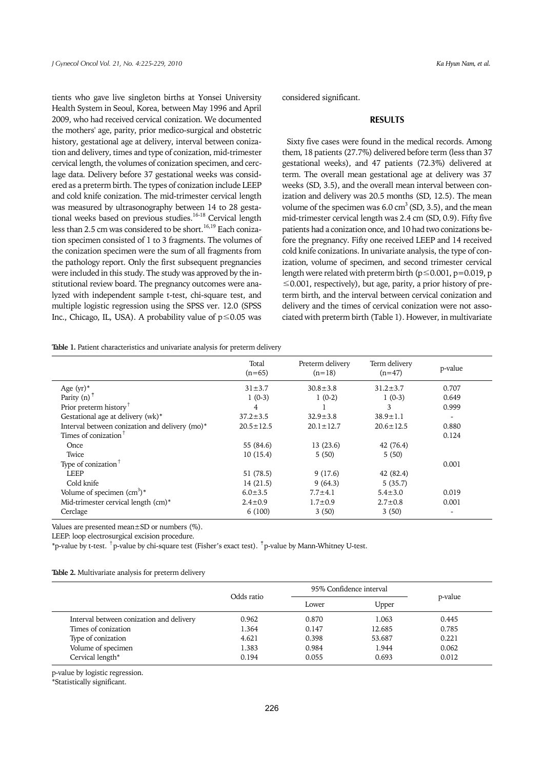tients who gave live singleton births at Yonsei University Health System in Seoul, Korea, between May 1996 and April 2009, who had received cervical conization. We documented the mothers' age, parity, prior medico-surgical and obstetric history, gestational age at delivery, interval between conization and delivery, times and type of conization, mid-trimester cervical length, the volumes of conization specimen, and cerclage data. Delivery before 37 gestational weeks was considered as a preterm birth. The types of conization include LEEP and cold knife conization. The mid-trimester cervical length was measured by ultrasonography between 14 to 28 gestational weeks based on previous studies.[16-18] Cervical length less than 2.5 cm was considered to be short.[16,19] Each conization specimen consisted of 1 to 3 fragments. The volumes of the conization specimen were the sum of all fragments from the pathology report. Only the first subsequent pregnancies were included in this study. The study was approved by the institutional review board. The pregnancy outcomes were analyzed with independent sample t-test, chi-square test, and multiple logistic regression using the SPSS ver. 12.0 (SPSS Inc., Chicago, IL, USA). A probability value of $p \leq 0.05$ was considered significant.

## RESULTS

Sixty five cases were found in the medical records. Among them, 18 patients (27.7%) delivered before term (less than 37 gestational weeks), and 47 patients (72.3%) delivered at term. The overall mean gestational age at delivery was 37 weeks (SD, 3.5), and the overall mean interval between conization and delivery was 20.5 months (SD, 12.5). The mean volume of the specimen was 6.0 $cm^3$ (SD, 3.5), and the mean mid-trimester cervical length was 2.4 cm (SD, 0.9). Fifty five patients had a conization once, and 10 had two conizations before the pregnancy. Fifty one received LEEP and 14 received cold knife conizations. In univariate analysis, the type of conization, volume of specimen, and second trimester cervical length were related with preterm birth ($p \leq 0.001$, $p=0.019$, $p \leq 0.001$, respectively), but age, parity, a prior history of preterm birth, and the interval between cervical conization and delivery and the times of cervical conization were not associated with preterm birth (Table 1). However, in multivariate

**Table 1.** Patient characteristics and univariate analysis for preterm delivery

| | Total (n=65) | Preterm delivery (n=18) | Term delivery (n=47) | p-value |
|---|---|---|---|---|
| Age (yr)* | 31±3.7 | 30.8±3.8 | 31.2±3.7 | 0.707 |
| Parity (n)[‡] | 1 (0-3) | 1 (0-2) | 1 (0-3) | 0.649 |
| Prior preterm history[†] | 4 | 1 | 3 | 0.999 |
| Gestational age at delivery (wk)* | 37.2±3.5 | 32.9±3.8 | 38.9±1.1 | - |
| Interval between conization and delivery (mo)* | 20.5±12.5 | 20.1±12.7 | 20.6±12.5 | 0.880 |
| Times of conization[†] | | | | 0.124 |
| Once | 55 (84.6) | 13 (23.6) | 42 (76.4) | |
| Twice | 10 (15.4) | 5 (50) | 5 (50) | |
| Type of conization[†] | | | | 0.001 |
| LEEP | 51 (78.5) | 9 (17.6) | 42 (82.4) | |
| Cold knife | 14 (21.5) | 9 (64.3) | 5 (35.7) | |
| Volume of specimen ($cm^3$)* | 6.0±3.5 | 7.7±4.1 | 5.4±3.0 | 0.019 |
| Mid-trimester cervical length (cm)* | 2.4±0.9 | 1.7±0.9 | 2.7±0.8 | 0.001 |
| Cerclage | 6 (100) | 3 (50) | 3 (50) | - |

Values are presented mean±SD or numbers (%).

LEEP: loop electrosurgical excision procedure.

*p-value by t-test. [†]p-value by chi-square test (Fisher's exact test). [‡]p-value by Mann-Whitney U-test.

**Table 2.** Multivariate analysis for preterm delivery

| | Odds ratio | 95% Confidence interval | | p-value |
|---|---|---|---|---|
| | | Lower | Upper | |
| Interval between conization and delivery | 0.962 | 0.870 | 1.063 | 0.445 |
| Times of conization | 1.364 | 0.147 | 12.685 | 0.785 |
| Type of conization | 4.621 | 0.398 | 53.687 | 0.221 |
| Volume of specimen | 1.383 | 0.984 | 1.944 | 0.062 |
| Cervical length* | 0.194 | 0.055 | 0.693 | 0.012 |

p-value by logistic regression.

*Statistically significant.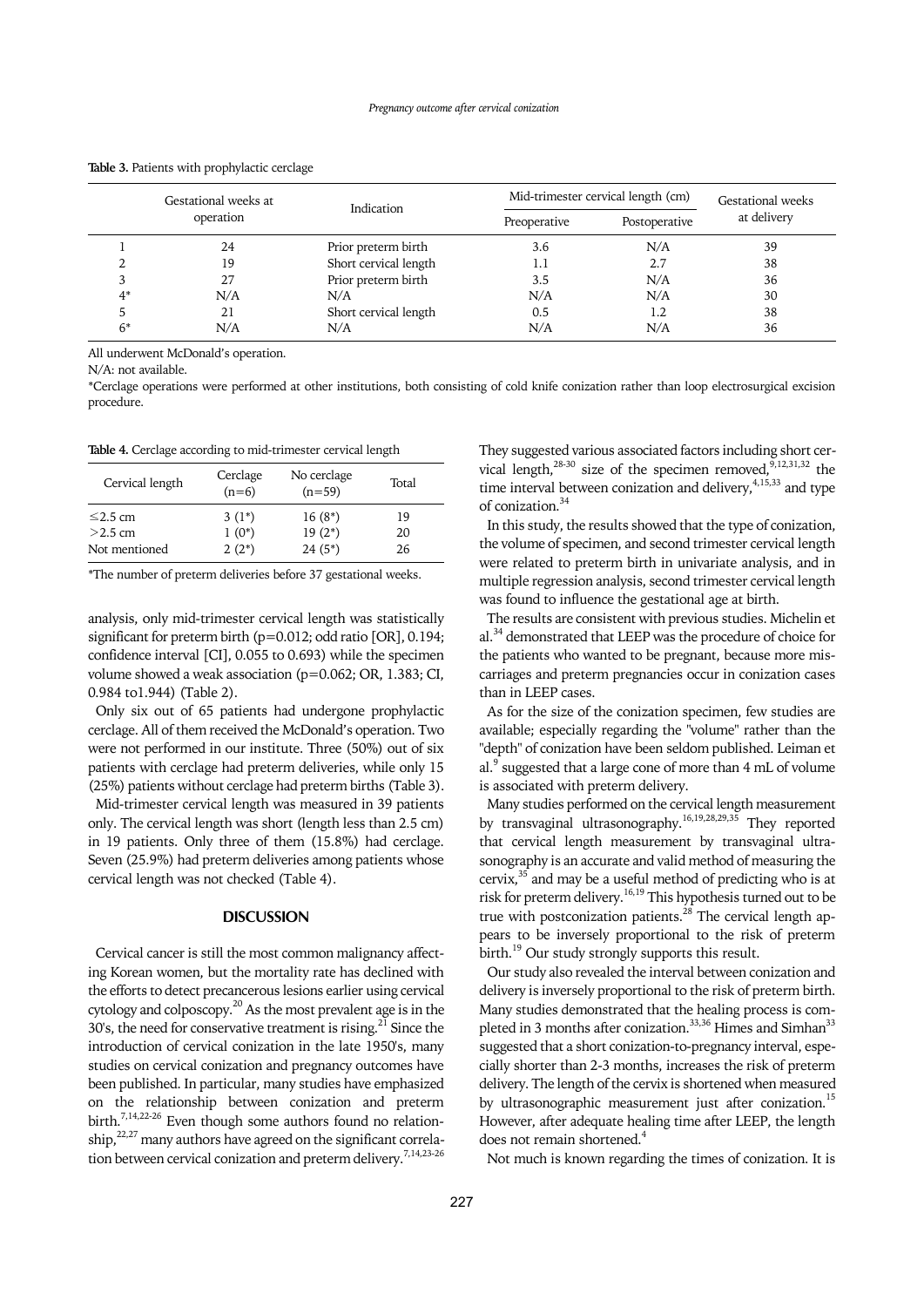**Table 3.** Patients with prophylactic cerclage

| | Gestational weeks at operation | Indication | Mid-trimester cervical length (cm) | | Gestational weeks at delivery |
|---|---|---|---|---|---|
| | | | Preoperative | Postoperative | |
| 1 | 24 | Prior preterm birth | 3.6 | N/A | 39 |
| 2 | 19 | Short cervical length | 1.1 | 2.7 | 38 |
| 3 | 27 | Prior preterm birth | 3.5 | N/A | 36 |
| 4* | N/A | N/A | N/A | N/A | 30 |
| 5 | 21 | Short cervical length | 0.5 | 1.2 | 38 |
| 6* | N/A | N/A | N/A | N/A | 36 |

All underwent McDonald's operation.

N/A: not available.

*Cerclage operations were performed at other institutions, both consisting of cold knife conization rather than loop electrosurgical excision procedure.

**Table 4.** Cerclage according to mid-trimester cervical length

| Cervical length | Cerclage (n=6) | No cerclage (n=59) | Total |
|---|---|---|---|
| ≤2.5 cm | 3 (1*) | 16 (8*) | 19 |
| >2.5 cm | 1 (0*) | 19 (2*) | 20 |
| Not mentioned | 2 (2*) | 24 (5*) | 26 |

*The number of preterm deliveries before 37 gestational weeks.

analysis, only mid-trimester cervical length was statistically significant for preterm birth ($p=0.012$; odd ratio [OR], 0.194; confidence interval [CI], 0.055 to 0.693) while the specimen volume showed a weak association ($p=0.062$; OR, 1.383; CI, 0.984 to1.944) (Table 2).

Only six out of 65 patients had undergone prophylactic cerclage. All of them received the McDonald's operation. Two were not performed in our institute. Three (50%) out of six patients with cerclage had preterm deliveries, while only 15 (25%) patients without cerclage had preterm births (Table 3).

Mid-trimester cervical length was measured in 39 patients only. The cervical length was short (length less than 2.5 cm) in 19 patients. Only three of them (15.8%) had cerclage. Seven (25.9%) had preterm deliveries among patients whose cervical length was not checked (Table 4).

## DISCUSSION

Cervical cancer is still the most common malignancy affecting Korean women, but the mortality rate has declined with the efforts to detect precancerous lesions earlier using cervical cytology and colposcopy.[20] As the most prevalent age is in the 30's, the need for conservative treatment is rising.[21] Since the introduction of cervical conization in the late 1950's, many studies on cervical conization and pregnancy outcomes have been published. In particular, many studies have emphasized on the relationship between conization and preterm birth.[7,14,22-26] Even though some authors found no relationship,[22,27] many authors have agreed on the significant correlation between cervical conization and preterm delivery.[7,14,23-26] They suggested various associated factors including short cervical length,[28-30] size of the specimen removed,[9,12,31,32] the time interval between conization and delivery,[4,15,33] and type of conization.[34]

In this study, the results showed that the type of conization, the volume of specimen, and second trimester cervical length were related to preterm birth in univariate analysis, and in multiple regression analysis, second trimester cervical length was found to influence the gestational age at birth.

The results are consistent with previous studies. Michelin et al.[34] demonstrated that LEEP was the procedure of choice for the patients who wanted to be pregnant, because more miscarriages and preterm pregnancies occur in conization cases than in LEEP cases.

As for the size of the conization specimen, few studies are available; especially regarding the "volume" rather than the "depth" of conization have been seldom published. Leiman et al.[9] suggested that a large cone of more than 4 mL of volume is associated with preterm delivery.

Many studies performed on the cervical length measurement by transvaginal ultrasonography.[16,19,28,29,35] They reported that cervical length measurement by transvaginal ultrasonography is an accurate and valid method of measuring the cervix,[35] and may be a useful method of predicting who is at risk for preterm delivery.[16,19] This hypothesis turned out to be true with postconization patients.[28] The cervical length appears to be inversely proportional to the risk of preterm birth.[19] Our study strongly supports this result.

Our study also revealed the interval between conization and delivery is inversely proportional to the risk of preterm birth. Many studies demonstrated that the healing process is completed in 3 months after conization.[33,36] Himes and Simhan[33] suggested that a short conization-to-pregnancy interval, especially shorter than 2-3 months, increases the risk of preterm delivery. The length of the cervix is shortened when measured by ultrasonographic measurement just after conization.[15] However, after adequate healing time after LEEP, the length does not remain shortened.[4]

Not much is known regarding the times of conization. It is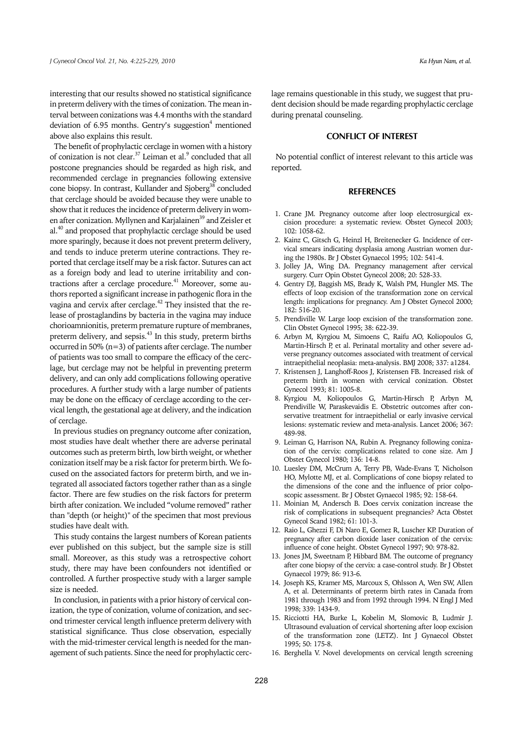interesting that our results showed no statistical significance in preterm delivery with the times of conization. The mean interval between conizations was 4.4 months with the standard deviation of 6.95 months. Gentry's suggestion[4] mentioned above also explains this result.

The benefit of prophylactic cerclage in women with a history of conization is not clear.[37] Leiman et al.[9] concluded that all postcone pregnancies should be regarded as high risk, and recommended cerclage in pregnancies following extensive cone biopsy. In contrast, Kullander and Sjoberg[38] concluded that cerclage should be avoided because they were unable to show that it reduces the incidence of preterm delivery in women after conization. Myllynen and Karjalainen[39] and Zeisler et al.[40] and proposed that prophylactic cerclage should be used more sparingly, because it does not prevent preterm delivery, and tends to induce preterm uterine contractions. They reported that cerclage itself may be a risk factor. Sutures can act as a foreign body and lead to uterine irritability and contractions after a cerclage procedure.[41] Moreover, some authors reported a significant increase in pathogenic flora in the vagina and cervix after cerclage.[42] They insisted that the release of prostaglandins by bacteria in the vagina may induce chorioamnionitis, preterm premature rupture of membranes, preterm delivery, and sepsis.[43] In this study, preterm births occurred in 50% (n=3) of patients after cerclage. The number of patients was too small to compare the efficacy of the cerclage, but cerclage may not be helpful in preventing preterm delivery, and can only add complications following operative procedures. A further study with a large number of patients may be done on the efficacy of cerclage according to the cervical length, the gestational age at delivery, and the indication of cerclage.

In previous studies on pregnancy outcome after conization, most studies have dealt whether there are adverse perinatal outcomes such as preterm birth, low birth weight, or whether conization itself may be a risk factor for preterm birth. We focused on the associated factors for preterm birth, and we integrated all associated factors together rather than as a single factor. There are few studies on the risk factors for preterm birth after conization. We included "volume removed" rather than "depth (or height)" of the specimen that most previous studies have dealt with.

This study contains the largest numbers of Korean patients ever published on this subject, but the sample size is still small. Moreover, as this study was a retrospective cohort study, there may have been confounders not identified or controlled. A further prospective study with a larger sample size is needed.

In conclusion, in patients with a prior history of cervical conization, the type of conization, volume of conization, and second trimester cervical length influence preterm delivery with statistical significance. Thus close observation, especially with the mid-trimester cervical length is needed for the management of such patients. Since the need for prophylactic cerclage remains questionable in this study, we suggest that prudent decision should be made regarding prophylactic cerclage during prenatal counseling.

## CONFLICT OF INTEREST

No potential conflict of interest relevant to this article was reported.

## REFERENCES

1. Crane JM. Pregnancy outcome after loop electrosurgical excision procedure: a systematic review. Obstet Gynecol 2003; 102: 1058-62.
2. Kainz C, Gitsch G, Heinzl H, Breitenecker G. Incidence of cervical smears indicating dysplasia among Austrian women during the 1980s. Br J Obstet Gynaecol 1995; 102: 541-4.
3. Jolley JA, Wing DA. Pregnancy management after cervical surgery. Curr Opin Obstet Gynecol 2008; 20: 528-33.
4. Gentry DJ, Baggish MS, Brady K, Walsh PM, Hungler MS. The effects of loop excision of the transformation zone on cervical length: implications for pregnancy. Am J Obstet Gynecol 2000; 182: 516-20.
5. Prendiville W. Large loop excision of the transformation zone. Clin Obstet Gynecol 1995; 38: 622-39.
6. Arbyn M, Kyrgiou M, Simoens C, Raifu AO, Koliopoulos G, Martin-Hirsch P, et al. Perinatal mortality and other severe adverse pregnancy outcomes associated with treatment of cervical intraepithelial neoplasia: meta-analysis. BMJ 2008; 337: a1284.
7. Kristensen J, Langhoff-Roos J, Kristensen FB. Increased risk of preterm birth in women with cervical conization. Obstet Gynecol 1993; 81: 1005-8.
8. Kyrgiou M, Koliopoulos G, Martin-Hirsch P, Arbyn M, Prendiville W, Paraskevaidis E. Obstetric outcomes after conservative treatment for intraepithelial or early invasive cervical lesions: systematic review and meta-analysis. Lancet 2006; 367: 489-98.
9. Leiman G, Harrison NA, Rubin A. Pregnancy following conization of the cervix: complications related to cone size. Am J Obstet Gynecol 1980; 136: 14-8.
10. Luesley DM, McCrum A, Terry PB, Wade-Evans T, Nicholson HO, Mylotte MJ, et al. Complications of cone biopsy related to the dimensions of the cone and the influence of prior colposcopic assessment. Br J Obstet Gynaecol 1985; 92: 158-64.
11. Moinian M, Andersch B. Does cervix conization increase the risk of complications in subsequent pregnancies? Acta Obstet Gynecol Scand 1982; 61: 101-3.
12. Raio L, Ghezzi F, Di Naro E, Gomez R, Luscher KP. Duration of pregnancy after carbon dioxide laser conization of the cervix: influence of cone height. Obstet Gynecol 1997; 90: 978-82.
13. Jones JM, Sweetnam P, Hibbard BM. The outcome of pregnancy after cone biopsy of the cervix: a case-control study. Br J Obstet Gynaecol 1979; 86: 913-6.
14. Joseph KS, Kramer MS, Marcoux S, Ohlsson A, Wen SW, Allen A, et al. Determinants of preterm birth rates in Canada from 1981 through 1983 and from 1992 through 1994. N Engl J Med 1998; 339: 1434-9.
15. Ricciotti HA, Burke L, Kobelin M, Slomovic B, Ludmir J. Ultrasound evaluation of cervical shortening after loop excision of the transformation zone (LETZ). Int J Gynaecol Obstet 1995; 50: 175-8.
16. Berghella V. Novel developments on cervical length screening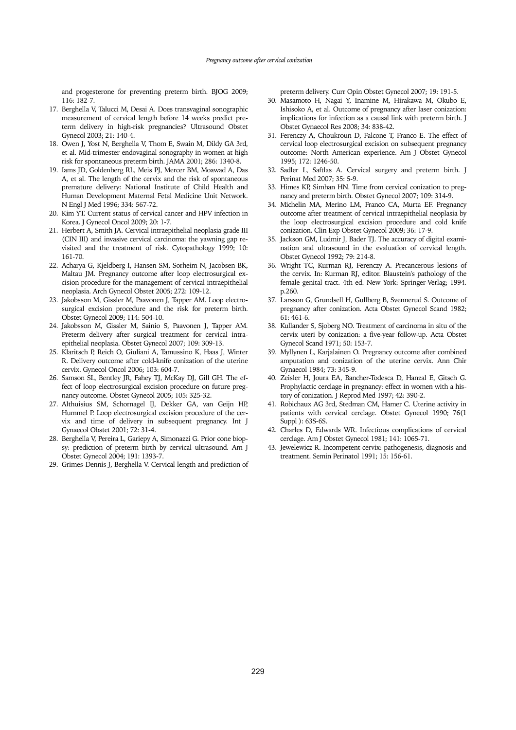and progesterone for preventing preterm birth. BJOG 2009; 116: 182-7.

17. Berghella V, Talucci M, Desai A. Does transvaginal sonographic measurement of cervical length before 14 weeks predict preterm delivery in high-risk pregnancies? Ultrasound Obstet Gynecol 2003; 21: 140-4.
18. Owen J, Yost N, Berghella V, Thom E, Swain M, Dildy GA 3rd, et al. Mid-trimester endovaginal sonography in women at high risk for spontaneous preterm birth. JAMA 2001; 286: 1340-8.
19. Iams JD, Goldenberg RL, Meis PJ, Mercer BM, Moawad A, Das A, et al. The length of the cervix and the risk of spontaneous premature delivery: National Institute of Child Health and Human Development Maternal Fetal Medicine Unit Network. N Engl J Med 1996; 334: 567-72.
20. Kim YT. Current status of cervical cancer and HPV infection in Korea. J Gynecol Oncol 2009; 20: 1-7.
21. Herbert A, Smith JA. Cervical intraepithelial neoplasia grade III (CIN III) and invasive cervical carcinoma: the yawning gap revisited and the treatment of risk. Cytopathology 1999; 10: 161-70.
22. Acharya G, Kjeldberg I, Hansen SM, Sorheim N, Jacobsen BK, Maltau JM. Pregnancy outcome after loop electrosurgical excision procedure for the management of cervical intraepithelial neoplasia. Arch Gynecol Obstet 2005; 272: 109-12.
23. Jakobsson M, Gissler M, Paavonen J, Tapper AM. Loop electrosurgical excision procedure and the risk for preterm birth. Obstet Gynecol 2009; 114: 504-10.
24. Jakobsson M, Gissler M, Sainio S, Paavonen J, Tapper AM. Preterm delivery after surgical treatment for cervical intraepithelial neoplasia. Obstet Gynecol 2007; 109: 309-13.
25. Klaritsch P, Reich O, Giuliani A, Tamussino K, Haas J, Winter R. Delivery outcome after cold-knife conization of the uterine cervix. Gynecol Oncol 2006; 103: 604-7.
26. Samson SL, Bentley JR, Fahey TJ, McKay DJ, Gill GH. The effect of loop electrosurgical excision procedure on future pregnancy outcome. Obstet Gynecol 2005; 105: 325-32.
27. Althuisius SM, Schornagel IJ, Dekker GA, van Geijn HP, Hummel P. Loop electrosurgical excision procedure of the cervix and time of delivery in subsequent pregnancy. Int J Gynaecol Obstet 2001; 72: 31-4.
28. Berghella V, Pereira L, Gariepy A, Simonazzi G. Prior cone biopsy: prediction of preterm birth by cervical ultrasound. Am J Obstet Gynecol 2004; 191: 1393-7.
29. Grimes-Dennis J, Berghella V. Cervical length and prediction of preterm delivery. Curr Opin Obstet Gynecol 2007; 19: 191-5.
30. Masamoto H, Nagai Y, Inamine M, Hirakawa M, Okubo E, Ishisoko A, et al. Outcome of pregnancy after laser conization: implications for infection as a causal link with preterm birth. J Obstet Gynaecol Res 2008; 34: 838-42.
31. Ferenczy A, Choukroun D, Falcone T, Franco E. The effect of cervical loop electrosurgical excision on subsequent pregnancy outcome: North American experience. Am J Obstet Gynecol 1995; 172: 1246-50.
32. Sadler L, Saftlas A. Cervical surgery and preterm birth. J Perinat Med 2007; 35: 5-9.
33. Himes KP, Simhan HN. Time from cervical conization to pregnancy and preterm birth. Obstet Gynecol 2007; 109: 314-9.
34. Michelin MA, Merino LM, Franco CA, Murta EF. Pregnancy outcome after treatment of cervical intraepithelial neoplasia by the loop electrosurgical excision procedure and cold knife conization. Clin Exp Obstet Gynecol 2009; 36: 17-9.
35. Jackson GM, Ludmir J, Bader TJ. The accuracy of digital examination and ultrasound in the evaluation of cervical length. Obstet Gynecol 1992; 79: 214-8.
36. Wright TC, Kurman RJ, Ferenczy A. Precancerous lesions of the cervix. In: Kurman RJ, editor. Blaustein's pathology of the female genital tract. 4th ed. New York: Springer-Verlag; 1994. p.260.
37. Larsson G, Grundsell H, Gullberg B, Svennerud S. Outcome of pregnancy after conization. Acta Obstet Gynecol Scand 1982; 61: 461-6.
38. Kullander S, Sjoberg NO. Treatment of carcinoma in situ of the cervix uteri by conization: a five-year follow-up. Acta Obstet Gynecol Scand 1971; 50: 153-7.
39. Myllynen L, Karjalainen O. Pregnancy outcome after combined amputation and conization of the uterine cervix. Ann Chir Gynaecol 1984; 73: 345-9.
40. Zeisler H, Joura EA, Bancher-Todesca D, Hanzal E, Gitsch G. Prophylactic cerclage in pregnancy: effect in women with a history of conization. J Reprod Med 1997; 42: 390-2.
41. Robichaux AG 3rd, Stedman CM, Hamer C. Uterine activity in patients with cervical cerclage. Obstet Gynecol 1990; 76(1 Suppl ): 63S-6S.
42. Charles D, Edwards WR. Infectious complications of cervical cerclage. Am J Obstet Gynecol 1981; 141: 1065-71.
43. Jewelewicz R. Incompetent cervix: pathogenesis, diagnosis and treatment. Semin Perinatol 1991; 15: 156-61.